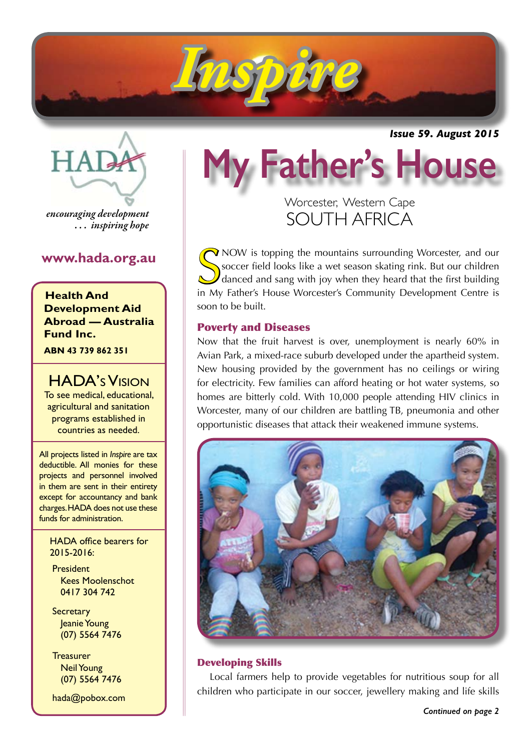# Inspire

Issue 59. August 2015

HADA

*encouraging development … inspiring hope*

**www.hada.org.au**

**Health And Development Aid Abroad — Australia Fund Inc.**

**ABN 43 739 862 351**

## HADA's Vision

To see medical, educational, agricultural and sanitation programs established in countries as needed.

All projects listed in *Inspire* are tax deductible. All monies for these projects and personnel involved in them are sent in their entirety except for accountancy and bank charges. HADA does not use these funds for administration.

HADA office bearers for 2015-2016:

President
Kees Moolenschot
0417 304 742

Secretary
Jeanie Young
(07) 5564 7476

Treasurer
Neil Young
(07) 5564 7476

hada@pobox.com

# My Father's House

Worcester, Western Cape
SOUTH AFRICA

SNOW is topping the mountains surrounding Worcester, and our soccer field looks like a wet season skating rink. But our children danced and sang with joy when they heard that the first building in My Father's House Worcester's Community Development Centre is soon to be built.

### Poverty and Diseases

Now that the fruit harvest is over, unemployment is nearly 60% in Avian Park, a mixed-race suburb developed under the apartheid system. New housing provided by the government has no ceilings or wiring for electricity. Few families can afford heating or hot water systems, so homes are bitterly cold. With 10,000 people attending HIV clinics in Worcester, many of our children are battling TB, pneumonia and other opportunistic diseases that attack their weakened immune systems.

### Developing Skills

Local farmers help to provide vegetables for nutritious soup for all children who participate in our soccer, jewellery making and life skills

*Continued on page 2*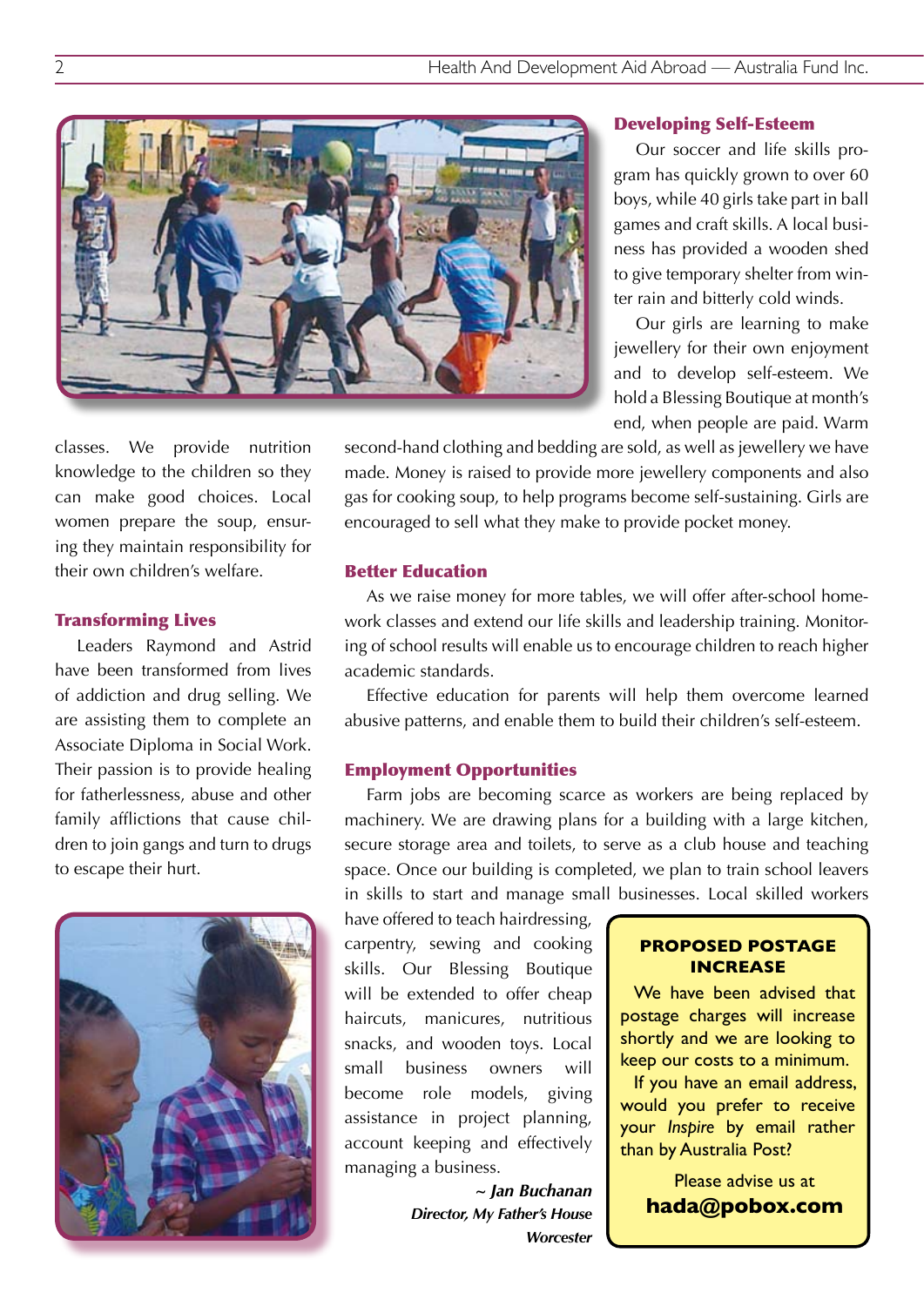classes. We provide nutrition knowledge to the children so they can make good choices. Local women prepare the soup, ensuring they maintain responsibility for their own children's welfare.

### Transforming Lives

Leaders Raymond and Astrid have been transformed from lives of addiction and drug selling. We are assisting them to complete an Associate Diploma in Social Work. Their passion is to provide healing for fatherlessness, abuse and other family afflictions that cause children to join gangs and turn to drugs to escape their hurt.

### Developing Self-Esteem

Our soccer and life skills program has quickly grown to over 60 boys, while 40 girls take part in ball games and craft skills. A local business has provided a wooden shed to give temporary shelter from winter rain and bitterly cold winds.

Our girls are learning to make jewellery for their own enjoyment and to develop self-esteem. We hold a Blessing Boutique at month's end, when people are paid. Warm second-hand clothing and bedding are sold, as well as jewellery we have made. Money is raised to provide more jewellery components and also gas for cooking soup, to help programs become self-sustaining. Girls are encouraged to sell what they make to provide pocket money.

### Better Education

As we raise money for more tables, we will offer after-school homework classes and extend our life skills and leadership training. Monitoring of school results will enable us to encourage children to reach higher academic standards.

Effective education for parents will help them overcome learned abusive patterns, and enable them to build their children's self-esteem.

### Employment Opportunities

Farm jobs are becoming scarce as workers are being replaced by machinery. We are drawing plans for a building with a large kitchen, secure storage area and toilets, to serve as a club house and teaching space. Once our building is completed, we plan to train school leavers in skills to start and manage small businesses. Local skilled workers have offered to teach hairdressing, carpentry, sewing and cooking skills. Our Blessing Boutique will be extended to offer cheap haircuts, manicures, nutritious snacks, and wooden toys. Local small business owners will become role models, giving assistance in project planning, account keeping and effectively managing a business.

***~ Jan Buchanan***
***Director, My Father's House***
***Worcester***

---

**PROPOSED POSTAGE INCREASE**

We have been advised that postage charges will increase shortly and we are looking to keep our costs to a minimum.

If you have an email address, would you prefer to receive your *Inspire* by email rather than by Australia Post?

Please advise us at
**hada@pobox.com**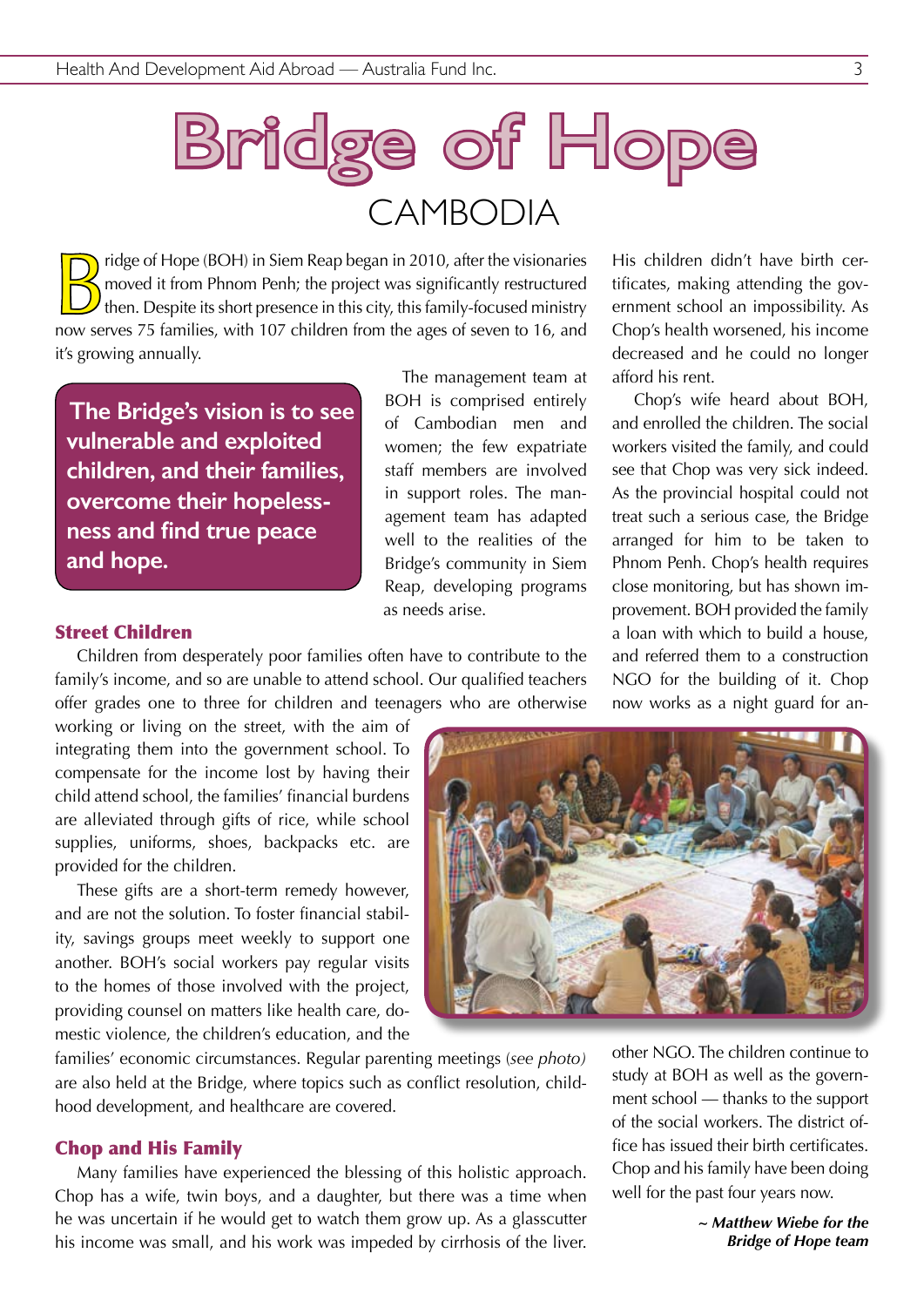# Bridge of Hope

## CAMBODIA

Bridge of Hope (BOH) in Siem Reap began in 2010, after the visionaries moved it from Phnom Penh; the project was significantly restructured then. Despite its short presence in this city, this family-focused ministry now serves 75 families, with 107 children from the ages of seven to 16, and it's growing annually.

**The Bridge's vision is to see vulnerable and exploited children, and their families, overcome their hopelessness and find true peace and hope.**

The management team at BOH is comprised entirely of Cambodian men and women; the few expatriate staff members are involved in support roles. The management team has adapted well to the realities of the Bridge's community in Siem Reap, developing programs as needs arise.

### Street Children

Children from desperately poor families often have to contribute to the family's income, and so are unable to attend school. Our qualified teachers offer grades one to three for children and teenagers who are otherwise working or living on the street, with the aim of integrating them into the government school. To compensate for the income lost by having their child attend school, the families' financial burdens are alleviated through gifts of rice, while school supplies, uniforms, shoes, backpacks etc. are provided for the children.

These gifts are a short-term remedy however, and are not the solution. To foster financial stability, savings groups meet weekly to support one another. BOH's social workers pay regular visits to the homes of those involved with the project, providing counsel on matters like health care, domestic violence, the children's education, and the families' economic circumstances. Regular parenting meetings (*see photo)* are also held at the Bridge, where topics such as conflict resolution, childhood development, and healthcare are covered.

### Chop and His Family

Many families have experienced the blessing of this holistic approach. Chop has a wife, twin boys, and a daughter, but there was a time when he was uncertain if he would get to watch them grow up. As a glasscutter his income was small, and his work was impeded by cirrhosis of the liver. His children didn't have birth certificates, making attending the government school an impossibility. As Chop's health worsened, his income decreased and he could no longer afford his rent.

Chop's wife heard about BOH, and enrolled the children. The social workers visited the family, and could see that Chop was very sick indeed. As the provincial hospital could not treat such a serious case, the Bridge arranged for him to be taken to Phnom Penh. Chop's health requires close monitoring, but has shown improvement. BOH provided the family a loan with which to build a house, and referred them to a construction NGO for the building of it. Chop now works as a night guard for another NGO. The children continue to study at BOH as well as the government school — thanks to the support of the social workers. The district office has issued their birth certificates. Chop and his family have been doing well for the past four years now.

***~ Matthew Wiebe for the Bridge of Hope team***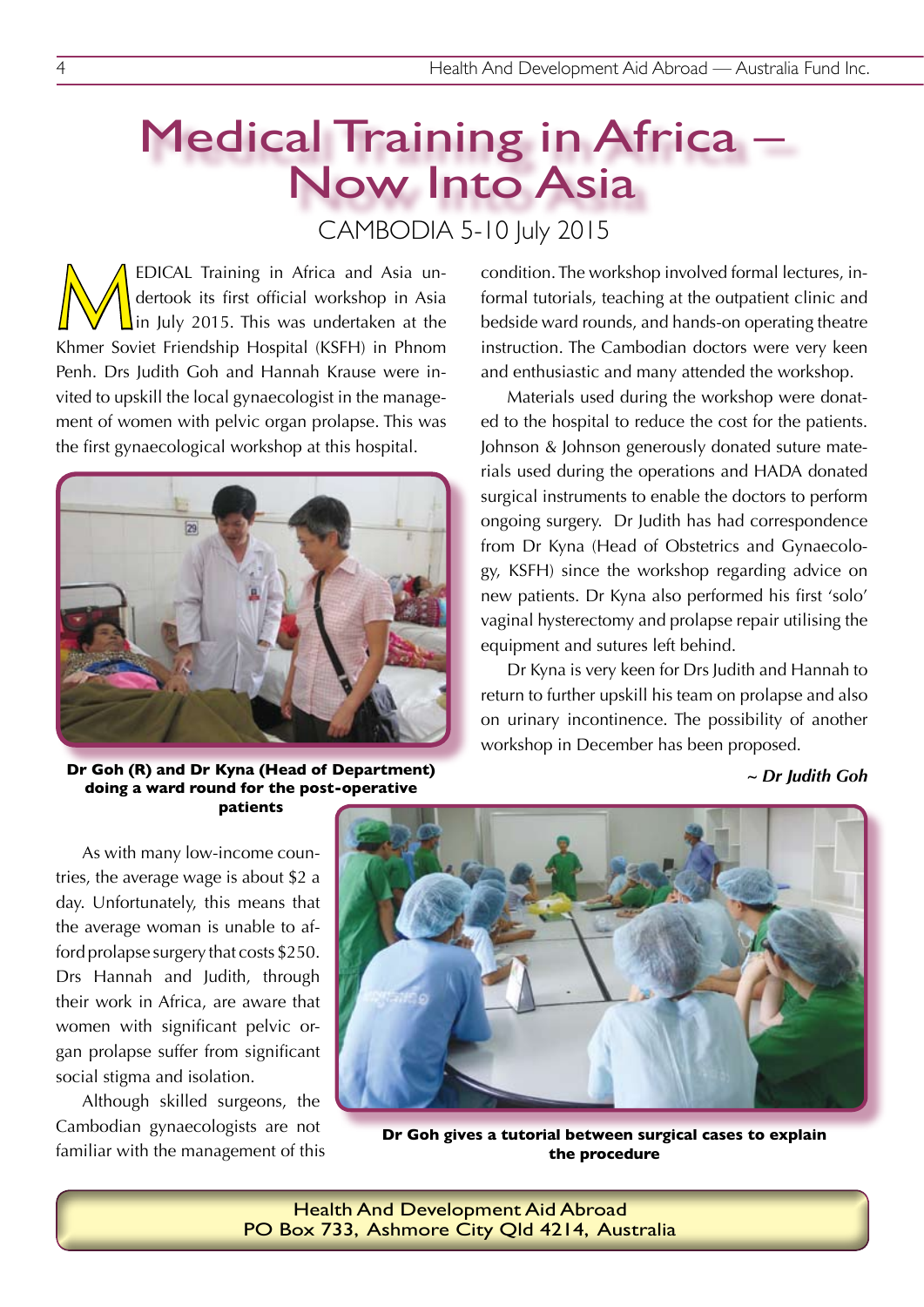# Medical Training in Africa – Now Into Asia

## CAMBODIA 5-10 July 2015

MEDICAL Training in Africa and Asia undertook its first official workshop in Asia in July 2015. This was undertaken at the Khmer Soviet Friendship Hospital (KSFH) in Phnom Penh. Drs Judith Goh and Hannah Krause were invited to upskill the local gynaecologist in the management of women with pelvic organ prolapse. This was the first gynaecological workshop at this hospital.

**Dr Goh (R) and Dr Kyna (Head of Department) doing a ward round for the post-operative patients**

As with many low-income countries, the average wage is about $2 a day. Unfortunately, this means that the average woman is unable to afford prolapse surgery that costs $250. Drs Hannah and Judith, through their work in Africa, are aware that women with significant pelvic organ prolapse suffer from significant social stigma and isolation.

Although skilled surgeons, the Cambodian gynaecologists are not familiar with the management of this condition. The workshop involved formal lectures, informal tutorials, teaching at the outpatient clinic and bedside ward rounds, and hands-on operating theatre instruction. The Cambodian doctors were very keen and enthusiastic and many attended the workshop.

Materials used during the workshop were donated to the hospital to reduce the cost for the patients. Johnson & Johnson generously donated suture materials used during the operations and HADA donated surgical instruments to enable the doctors to perform ongoing surgery. Dr Judith has had correspondence from Dr Kyna (Head of Obstetrics and Gynaecology, KSFH) since the workshop regarding advice on new patients. Dr Kyna also performed his first 'solo' vaginal hysterectomy and prolapse repair utilising the equipment and sutures left behind.

Dr Kyna is very keen for Drs Judith and Hannah to return to further upskill his team on prolapse and also on urinary incontinence. The possibility of another workshop in December has been proposed.

*~ Dr Judith Goh*

**Dr Goh gives a tutorial between surgical cases to explain the procedure**

Health And Development Aid Abroad
PO Box 733, Ashmore City Qld 4214, Australia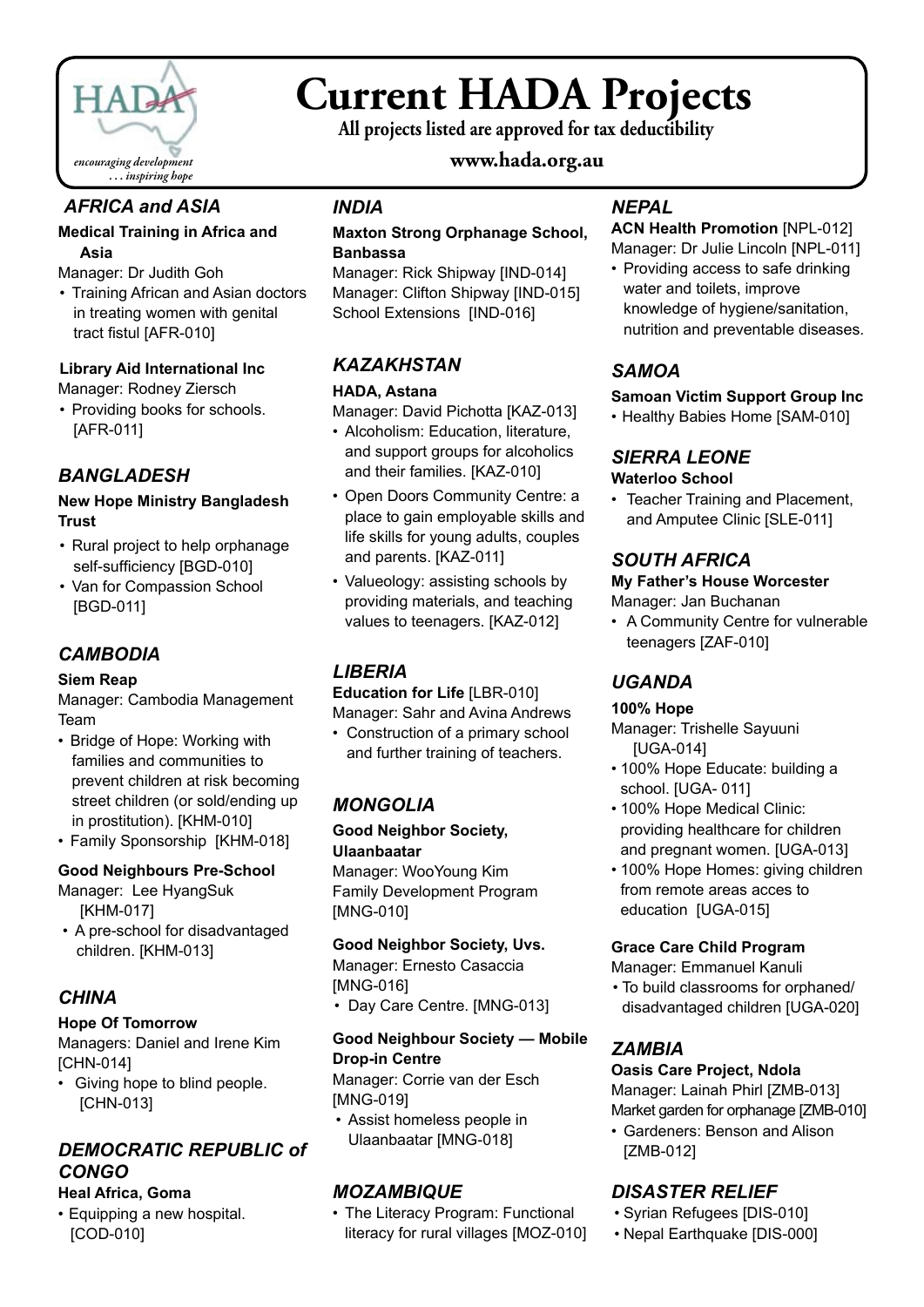# Current HADA Projects

**All projects listed are approved for tax deductibility**

**www.hada.org.au**

*encouraging development … inspiring hope*

## *AFRICA and ASIA*

**Medical Training in Africa and Asia**

Manager: Dr Judith Goh

- Training African and Asian doctors in treating women with genital tract fistul [AFR-010]

**Library Aid International Inc**

Manager: Rodney Ziersch

- Providing books for schools. [AFR-011]

## *BANGLADESH*

**New Hope Ministry Bangladesh Trust**

- Rural project to help orphanage self-sufficiency [BGD-010]
- Van for Compassion School [BGD-011]

## *CAMBODIA*

**Siem Reap**

Manager: Cambodia Management Team

- Bridge of Hope: Working with families and communities to prevent children at risk becoming street children (or sold/ending up in prostitution). [KHM-010]
- Family Sponsorship [KHM-018]

**Good Neighbours Pre-School**

Manager: Lee HyangSuk [KHM-017]

- A pre-school for disadvantaged children. [KHM-013]

## *CHINA*

**Hope Of Tomorrow**

Managers: Daniel and Irene Kim [CHN-014]

- Giving hope to blind people. [CHN-013]

## *DEMOCRATIC REPUBLIC of CONGO*

**Heal Africa, Goma**

- Equipping a new hospital. [COD-010]

## *INDIA*

**Maxton Strong Orphanage School, Banbassa**

Manager: Rick Shipway [IND-014]
Manager: Clifton Shipway [IND-015]
School Extensions [IND-016]

## *KAZAKHSTAN*

**HADA, Astana**

Manager: David Pichotta [KAZ-013]

- Alcoholism: Education, literature, and support groups for alcoholics and their families. [KAZ-010]
- Open Doors Community Centre: a place to gain employable skills and life skills for young adults, couples and parents. [KAZ-011]
- Valueology: assisting schools by providing materials, and teaching values to teenagers. [KAZ-012]

## *LIBERIA*

**Education for Life** [LBR-010]

Manager: Sahr and Avina Andrews

- Construction of a primary school and further training of teachers.

## *MONGOLIA*

**Good Neighbor Society, Ulaanbaatar**

Manager: WooYoung Kim
Family Development Program [MNG-010]

**Good Neighbor Society, Uvs.**

Manager: Ernesto Casaccia [MNG-016]

- Day Care Centre. [MNG-013]

**Good Neighbour Society — Mobile Drop-in Centre**

Manager: Corrie van der Esch [MNG-019]

- Assist homeless people in Ulaanbaatar [MNG-018]

## *MOZAMBIQUE*

- The Literacy Program: Functional literacy for rural villages [MOZ-010]

## *NEPAL*

**ACN Health Promotion** [NPL-012]

Manager: Dr Julie Lincoln [NPL-011]

- Providing access to safe drinking water and toilets, improve knowledge of hygiene/sanitation, nutrition and preventable diseases.

## *SAMOA*

**Samoan Victim Support Group Inc**

- Healthy Babies Home [SAM-010]

## *SIERRA LEONE*

**Waterloo School**

- Teacher Training and Placement, and Amputee Clinic [SLE-011]

## *SOUTH AFRICA*

**My Father's House Worcester**

Manager: Jan Buchanan

- A Community Centre for vulnerable teenagers [ZAF-010]

## *UGANDA*

**100% Hope**

Manager: Trishelle Sayuuni [UGA-014]

- 100% Hope Educate: building a school. [UGA- 011]
- 100% Hope Medical Clinic: providing healthcare for children and pregnant women. [UGA-013]
- 100% Hope Homes: giving children from remote areas acces to education [UGA-015]

**Grace Care Child Program**

Manager: Emmanuel Kanuli

- To build classrooms for orphaned/ disadvantaged children [UGA-020]

## *ZAMBIA*

**Oasis Care Project, Ndola**

Manager: Lainah Phirl [ZMB-013]
Market garden for orphanage [ZMB-010]

- Gardeners: Benson and Alison [ZMB-012]

## *DISASTER RELIEF*

- Syrian Refugees [DIS-010]
- Nepal Earthquake [DIS-000]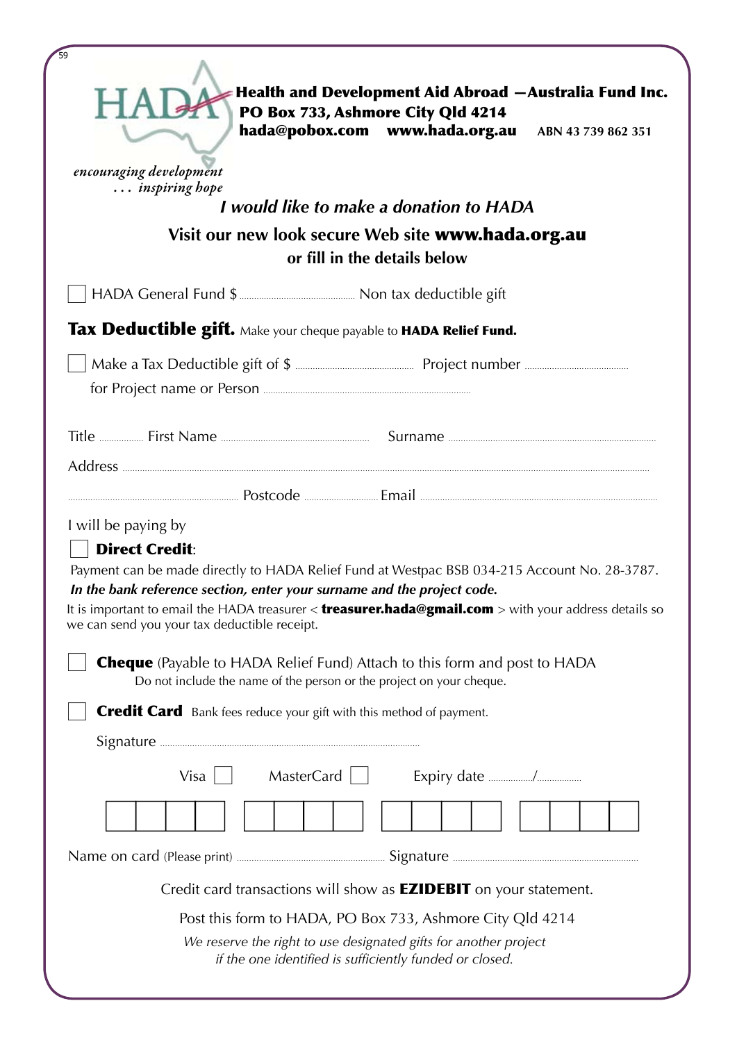HADA

*encouraging development … inspiring hope*

**Health and Development Aid Abroad —Australia Fund Inc.**
**PO Box 733, Ashmore City Qld 4214**
**hada@pobox.com  www.hada.org.au**  ABN 43 739 862 351

## *I would like to make a donation to HADA*

**Visit our new look secure Web site www.hada.org.au**
**or fill in the details below**

☐ HADA General Fund $ .................... Non tax deductible gift

**Tax Deductible gift.** Make your cheque payable to **HADA Relief Fund.**

☐ Make a Tax Deductible gift of $ .................... Project number ....................
for Project name or Person ....................

Title ........ First Name .................... Surname ....................

Address ....................

.................... Postcode .......... Email ....................

I will be paying by

☐ **Direct Credit**:

Payment can be made directly to HADA Relief Fund at Westpac BSB 034-215 Account No. 28-3787.
***In the bank reference section, enter your surname and the project code.***
It is important to email the HADA treasurer < **treasurer.hada@gmail.com** > with your address details so we can send you your tax deductible receipt.

☐ **Cheque** (Payable to HADA Relief Fund) Attach to this form and post to HADA
Do not include the name of the person or the project on your cheque.

☐ **Credit Card** Bank fees reduce your gift with this method of payment.

Signature ....................

Visa ☐  MasterCard ☐  Expiry date ........../..........

☐☐☐☐ ☐☐☐☐ ☐☐☐☐ ☐☐☐☐

Name on card (Please print) .................... Signature ....................

Credit card transactions will show as **EZIDEBIT** on your statement.

Post this form to HADA, PO Box 733, Ashmore City Qld 4214

*We reserve the right to use designated gifts for another project if the one identified is sufficiently funded or closed.*